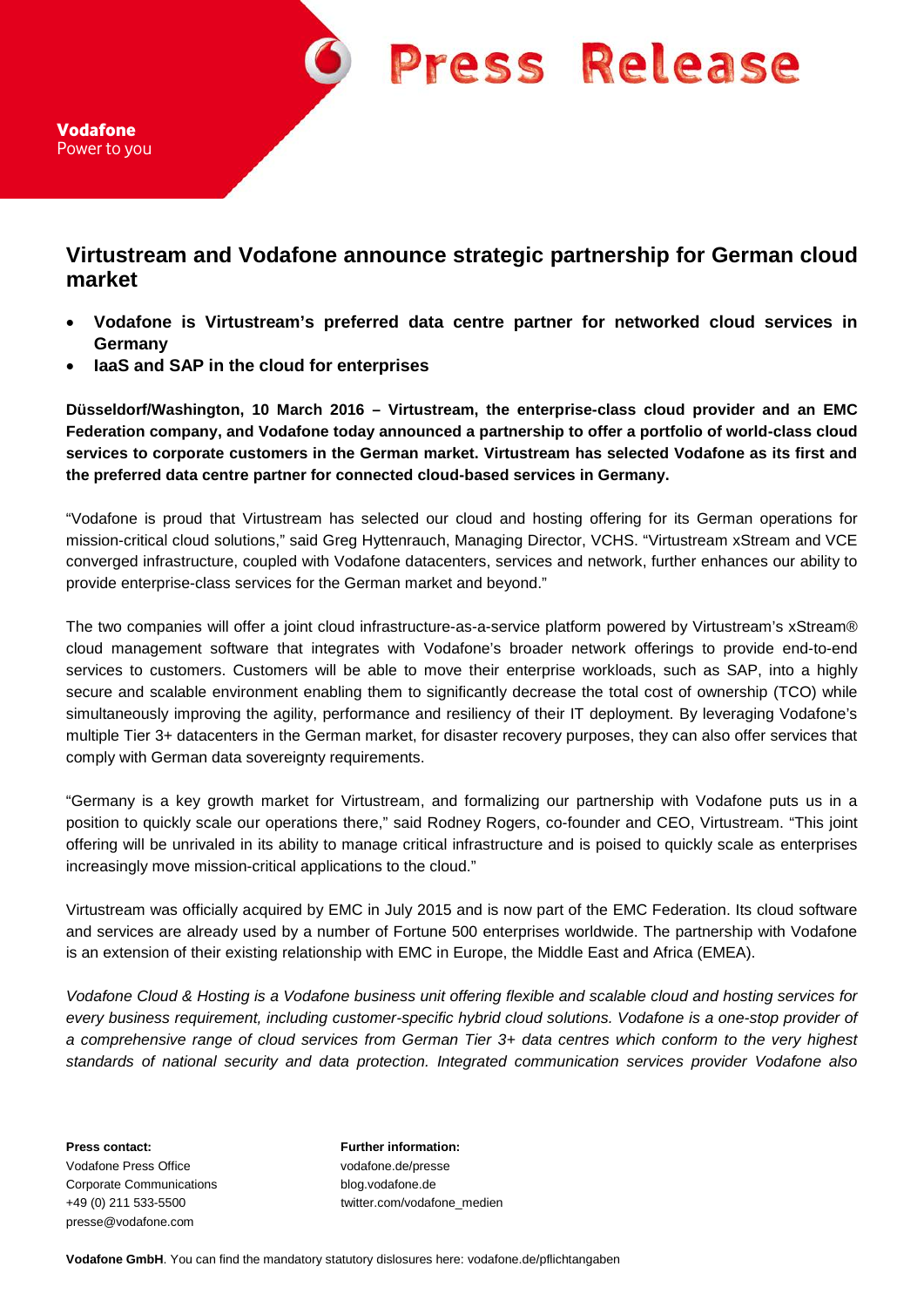Vodafone
Power to you

# Press Release

## Virtustream and Vodafone announce strategic partnership for German cloud market

- **Vodafone is Virtustream's preferred data centre partner for networked cloud services in Germany**
- **IaaS and SAP in the cloud for enterprises**

**Düsseldorf/Washington, 10 March 2016 – Virtustream, the enterprise-class cloud provider and an EMC Federation company, and Vodafone today announced a partnership to offer a portfolio of world-class cloud services to corporate customers in the German market. Virtustream has selected Vodafone as its first and the preferred data centre partner for connected cloud-based services in Germany.**

"Vodafone is proud that Virtustream has selected our cloud and hosting offering for its German operations for mission-critical cloud solutions," said Greg Hyttenrauch, Managing Director, VCHS. "Virtustream xStream and VCE converged infrastructure, coupled with Vodafone datacenters, services and network, further enhances our ability to provide enterprise-class services for the German market and beyond."

The two companies will offer a joint cloud infrastructure-as-a-service platform powered by Virtustream's xStream® cloud management software that integrates with Vodafone's broader network offerings to provide end-to-end services to customers. Customers will be able to move their enterprise workloads, such as SAP, into a highly secure and scalable environment enabling them to significantly decrease the total cost of ownership (TCO) while simultaneously improving the agility, performance and resiliency of their IT deployment. By leveraging Vodafone's multiple Tier 3+ datacenters in the German market, for disaster recovery purposes, they can also offer services that comply with German data sovereignty requirements.

"Germany is a key growth market for Virtustream, and formalizing our partnership with Vodafone puts us in a position to quickly scale our operations there," said Rodney Rogers, co-founder and CEO, Virtustream. "This joint offering will be unrivaled in its ability to manage critical infrastructure and is poised to quickly scale as enterprises increasingly move mission-critical applications to the cloud."

Virtustream was officially acquired by EMC in July 2015 and is now part of the EMC Federation. Its cloud software and services are already used by a number of Fortune 500 enterprises worldwide. The partnership with Vodafone is an extension of their existing relationship with EMC in Europe, the Middle East and Africa (EMEA).

*Vodafone Cloud & Hosting is a Vodafone business unit offering flexible and scalable cloud and hosting services for every business requirement, including customer-specific hybrid cloud solutions. Vodafone is a one-stop provider of a comprehensive range of cloud services from German Tier 3+ data centres which conform to the very highest standards of national security and data protection. Integrated communication services provider Vodafone also*

**Press contact:**
Vodafone Press Office
Corporate Communications
+49 (0) 211 533-5500
presse@vodafone.com

**Further information:**
vodafone.de/presse
blog.vodafone.de
twitter.com/vodafone_medien

**Vodafone GmbH**. You can find the mandatory statutory dislosures here: vodafone.de/pflichtangaben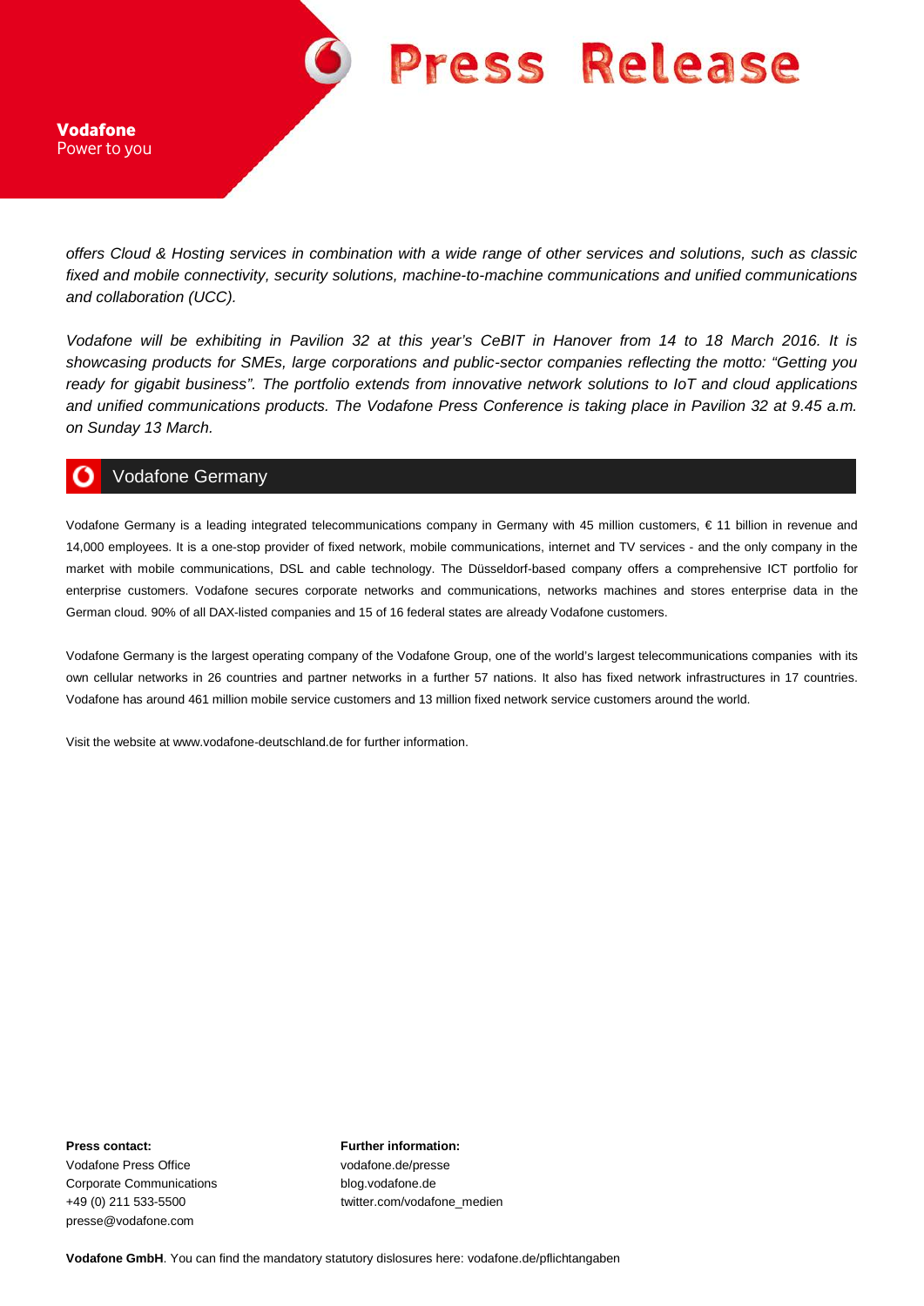*offers Cloud & Hosting services in combination with a wide range of other services and solutions, such as classic fixed and mobile connectivity, security solutions, machine-to-machine communications and unified communications and collaboration (UCC).*

*Vodafone will be exhibiting in Pavilion 32 at this year's CeBIT in Hanover from 14 to 18 March 2016. It is showcasing products for SMEs, large corporations and public-sector companies reflecting the motto: "Getting you ready for gigabit business". The portfolio extends from innovative network solutions to IoT and cloud applications and unified communications products. The Vodafone Press Conference is taking place in Pavilion 32 at 9.45 a.m. on Sunday 13 March.*

## Vodafone Germany

Vodafone Germany is a leading integrated telecommunications company in Germany with 45 million customers, € 11 billion in revenue and 14,000 employees. It is a one-stop provider of fixed network, mobile communications, internet and TV services - and the only company in the market with mobile communications, DSL and cable technology. The Düsseldorf-based company offers a comprehensive ICT portfolio for enterprise customers. Vodafone secures corporate networks and communications, networks machines and stores enterprise data in the German cloud. 90% of all DAX-listed companies and 15 of 16 federal states are already Vodafone customers.

Vodafone Germany is the largest operating company of the Vodafone Group, one of the world's largest telecommunications companies with its own cellular networks in 26 countries and partner networks in a further 57 nations. It also has fixed network infrastructures in 17 countries. Vodafone has around 461 million mobile service customers and 13 million fixed network service customers around the world.

Visit the website at www.vodafone-deutschland.de for further information.

**Press contact:**
Vodafone Press Office
Corporate Communications
+49 (0) 211 533-5500
presse@vodafone.com

**Further information:**
vodafone.de/presse
blog.vodafone.de
twitter.com/vodafone_medien

**Vodafone GmbH**. You can find the mandatory statutory dislosures here: vodafone.de/pflichtangaben